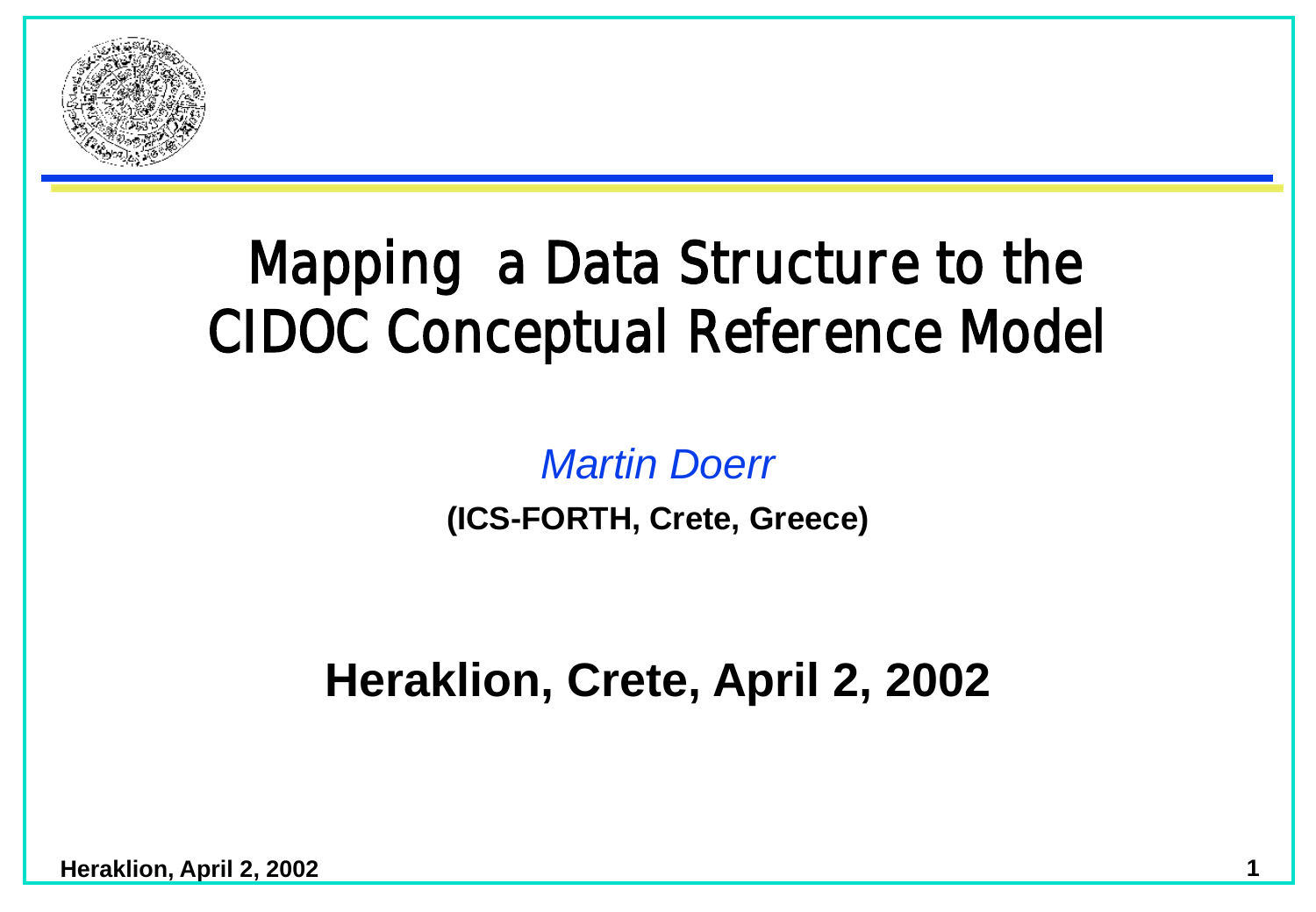# Mapping a Data Structure to the CIDOC Conceptual Reference Model

*Martin Doerr*

**(ICS-FORTH, Crete, Greece)**

**Heraklion, Crete, April 2, 2002**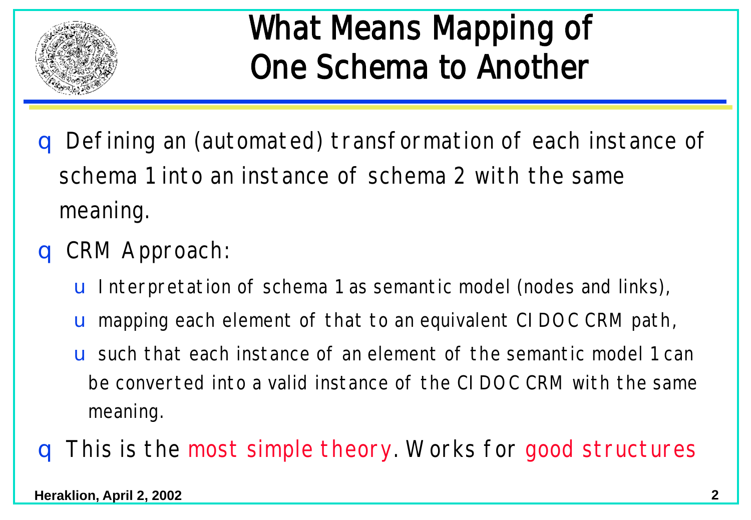# What Means Mapping of One Schema to Another

- Defining an (automated) transformation of each instance of schema 1 into an instance of schema 2 with the same meaning.
- CRM Approach:
  - Interpretation of schema 1 as semantic model (nodes and links),
  - mapping each element of that to an equivalent CIDOC CRM path,
  - such that each instance of an element of the semantic model 1 can be converted into a valid instance of the CIDOC CRM with the same meaning.
- This is the most simple theory. Works for good structures

Heraklion, April 2, 2002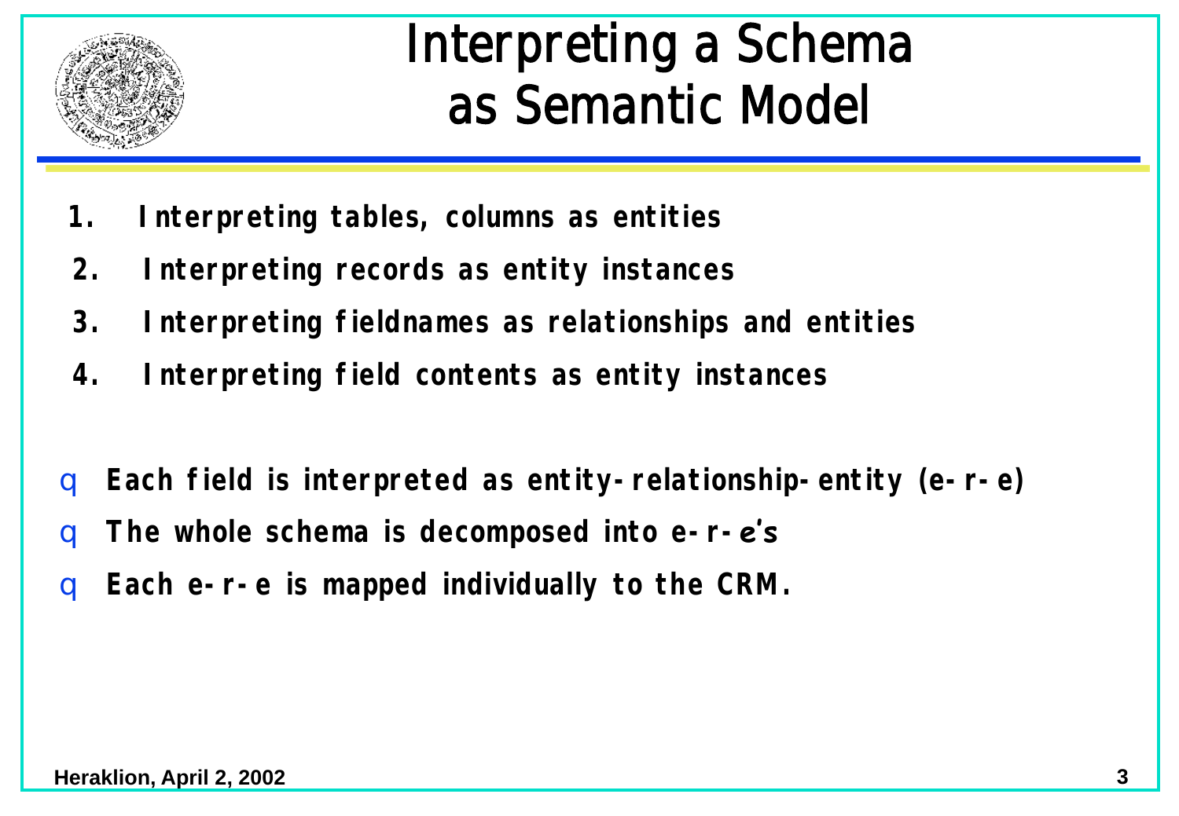# Interpreting a Schema as Semantic Model

1. **Interpreting tables, columns as entities**
2. **Interpreting records as entity instances**
3. **Interpreting fieldnames as relationships and entities**
4. **Interpreting field contents as entity instances**

- **Each field is interpreted as entity-relationship-entity (e-r-e)**
- **The whole schema is decomposed into e-r-*e*'s**
- **Each e-r-e is mapped individually to the CRM.**

**Heraklion, April 2, 2002**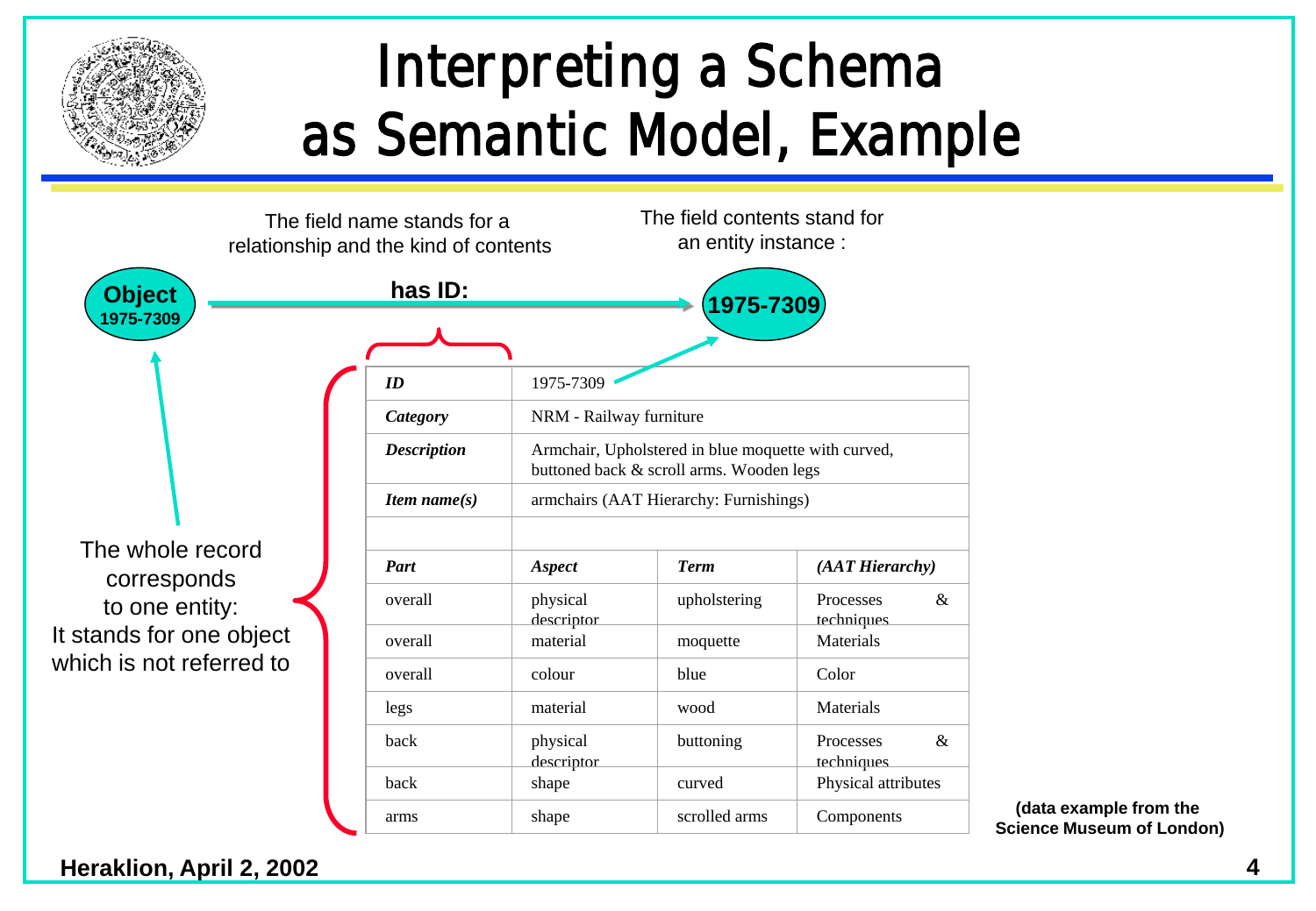# Interpreting a Schema as Semantic Model, Example

The field name stands for a relationship and the kind of contents

The field contents stand for an entity instance :

**Object 1975-7309** —— **has ID:** ——> **1975-7309**

The whole record corresponds to one entity: It stands for one object which is not referred to

| *ID* | 1975-7309 | | |
|---|---|---|---|
| *Category* | NRM - Railway furniture | | |
| *Description* | Armchair, Upholstered in blue moquette with curved, buttoned back & scroll arms. Wooden legs | | |
| *Item name(s)* | armchairs (AAT Hierarchy: Furnishings) | | |
| | | | |
| ***Part*** | ***Aspect*** | ***Term*** | ***(AAT Hierarchy)*** |
| overall | physical descriptor | upholstering | Processes & techniques |
| overall | material | moquette | Materials |
| overall | colour | blue | Color |
| legs | material | wood | Materials |
| back | physical descriptor | buttoning | Processes & techniques |
| back | shape | curved | Physical attributes |
| arms | shape | scrolled arms | Components |

**(data example from the Science Museum of London)**

**Heraklion, April 2, 2002**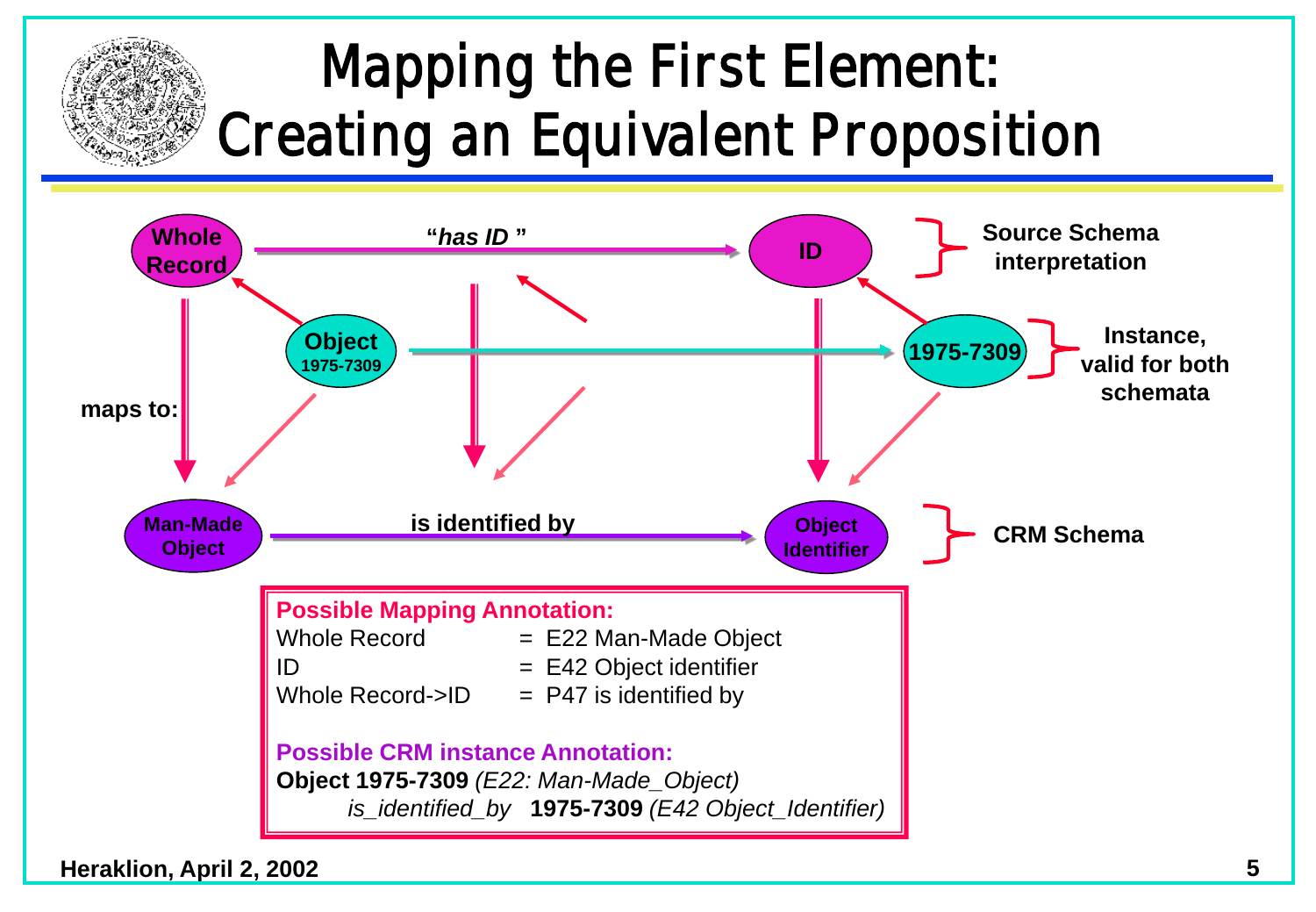# Mapping the First Element: Creating an Equivalent Proposition

Whole Record — "*has ID*" → ID (Source Schema interpretation)

Object 1975-7309 → 1975-7309 (Instance, valid for both schemata)

maps to:

Man-Made Object — is identified by → Object Identifier (CRM Schema)

**Possible Mapping Annotation:**

| | |
|---|---|
| Whole Record | = E22 Man-Made Object |
| ID | = E42 Object identifier |
| Whole Record->ID | = P47 is identified by |

**Possible CRM instance Annotation:**

**Object 1975-7309** *(E22: Man-Made_Object)*
*is_identified_by* **1975-7309** *(E42 Object_Identifier)*

**Heraklion, April 2, 2002**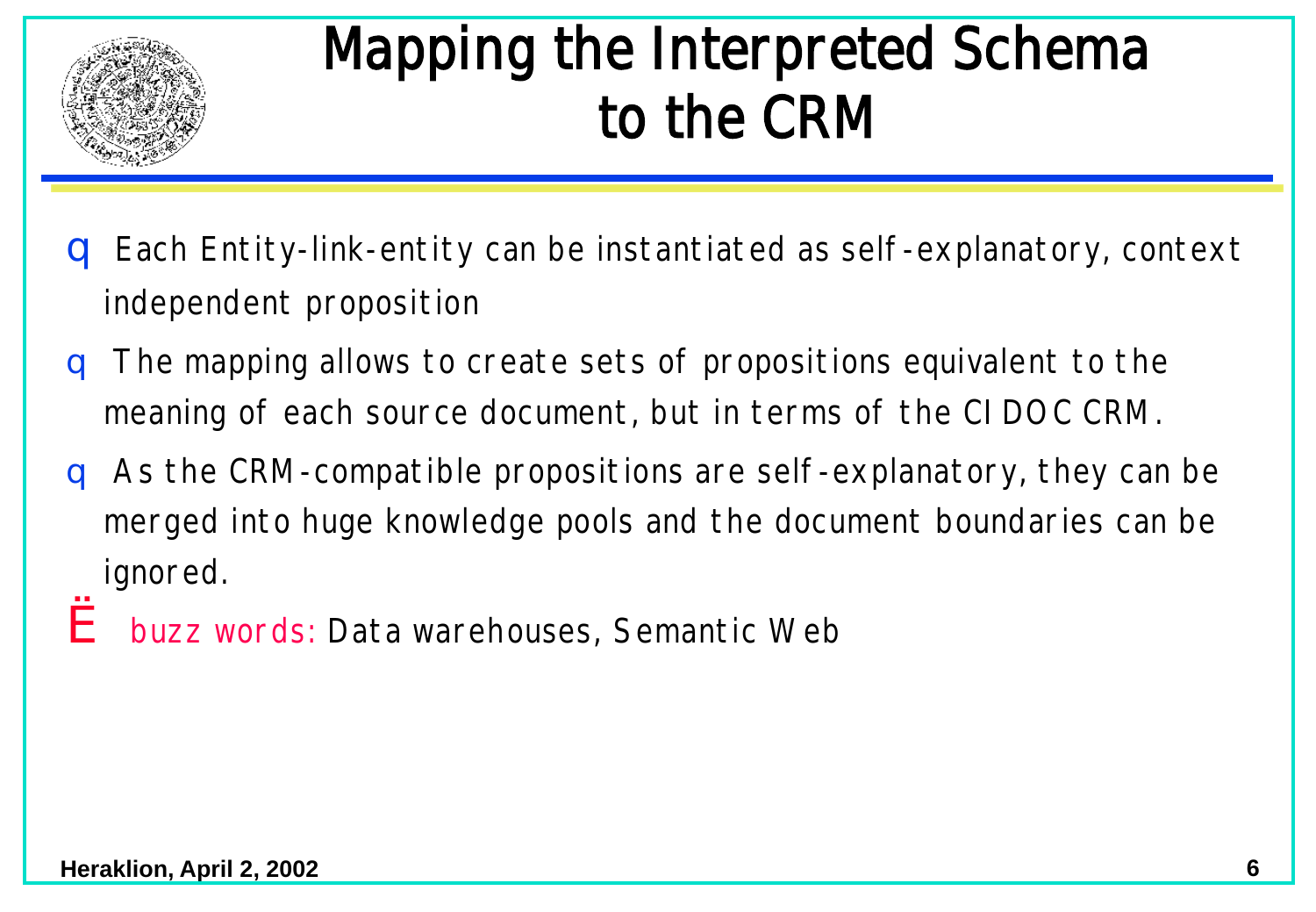# Mapping the Interpreted Schema to the CRM

- Each Entity-link-entity can be instantiated as self-explanatory, context independent proposition
- The mapping allows to create sets of propositions equivalent to the meaning of each source document, but in terms of the CIDOC CRM.
- As the CRM-compatible propositions are self-explanatory, they can be merged into huge knowledge pools and the document boundaries can be ignored.
- buzz words: Data warehouses, Semantic Web

Heraklion, April 2, 2002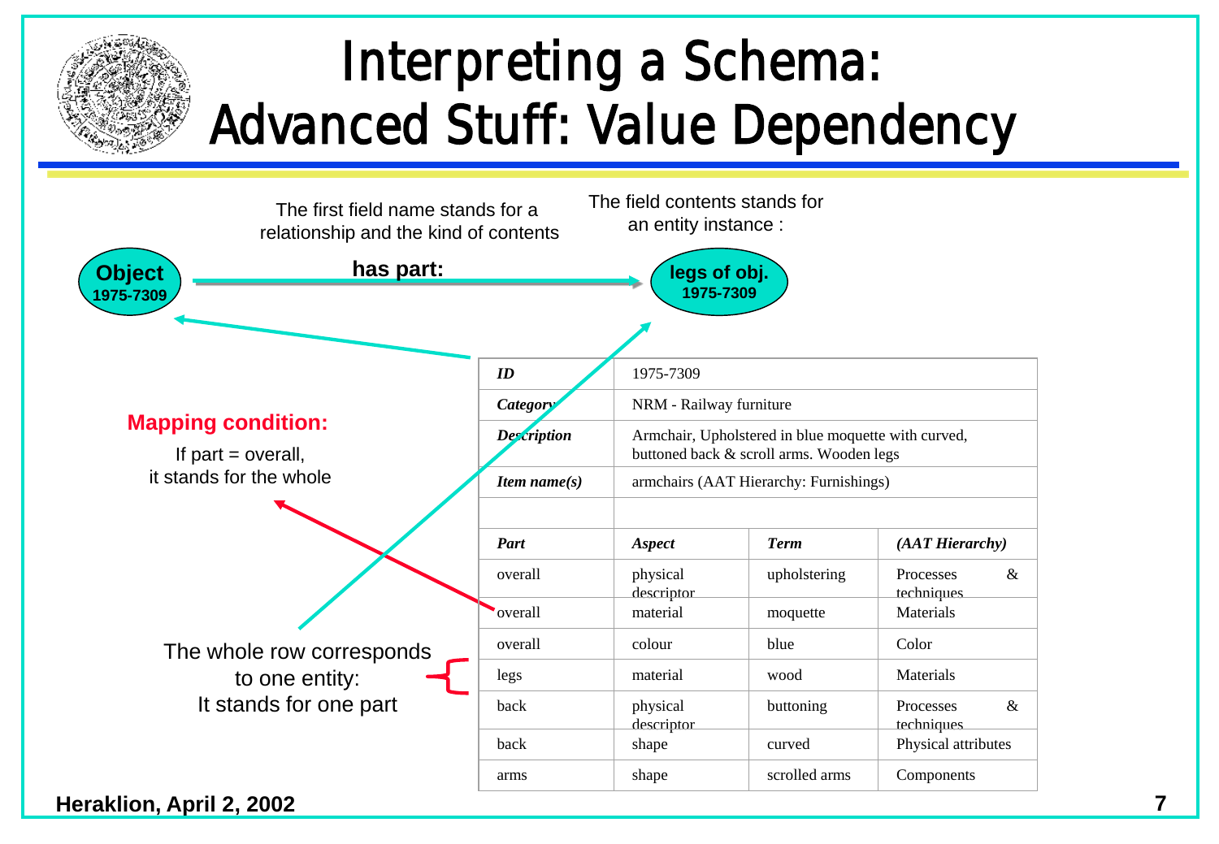# Interpreting a Schema: Advanced Stuff: Value Dependency

The first field name stands for a relationship and the kind of contents

The field contents stands for an entity instance :

**Object 1975-7309** — **has part:** → **legs of obj. 1975-7309**

**Mapping condition:**

If part = overall, it stands for the whole

The whole row corresponds to one entity: It stands for one part

| *ID* | 1975-7309 | | |
|---|---|---|---|
| *Category* | NRM - Railway furniture | | |
| *Description* | Armchair, Upholstered in blue moquette with curved, buttoned back & scroll arms. Wooden legs | | |
| *Item name(s)* | armchairs (AAT Hierarchy: Furnishings) | | |
| | | | |
| *Part* | *Aspect* | *Term* | *(AAT Hierarchy)* |
| overall | physical descriptor | upholstering | Processes & techniques |
| overall | material | moquette | Materials |
| overall | colour | blue | Color |
| legs | material | wood | Materials |
| back | physical descriptor | buttoning | Processes & techniques |
| back | shape | curved | Physical attributes |
| arms | shape | scrolled arms | Components |

**Heraklion, April 2, 2002**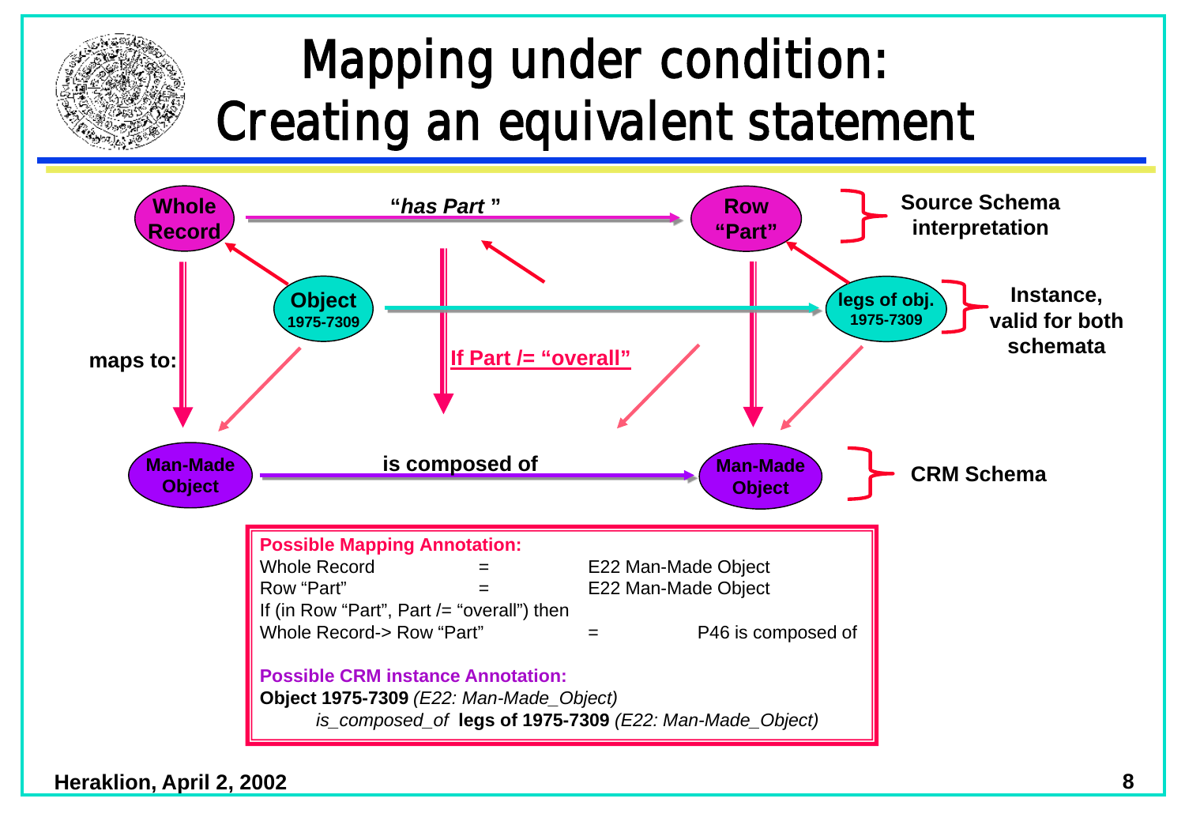# Mapping under condition: Creating an equivalent statement

**Whole Record** — "*has Part*" → **Row "Part"** } **Source Schema interpretation**

**Object 1975-7309** → **legs of obj. 1975-7309** } **Instance, valid for both schemata**

**maps to:**

**If Part /= "overall"**

**Man-Made Object** — **is composed of** → **Man-Made Object** } **CRM Schema**

**Possible Mapping Annotation:**

Whole Record = E22 Man-Made Object
Row "Part" = E22 Man-Made Object
If (in Row "Part", Part /= "overall") then
Whole Record-> Row "Part" = P46 is composed of

**Possible CRM instance Annotation:**

**Object 1975-7309** *(E22: Man-Made_Object)*
*is_composed_of* **legs of 1975-7309** *(E22: Man-Made_Object)*

**Heraklion, April 2, 2002**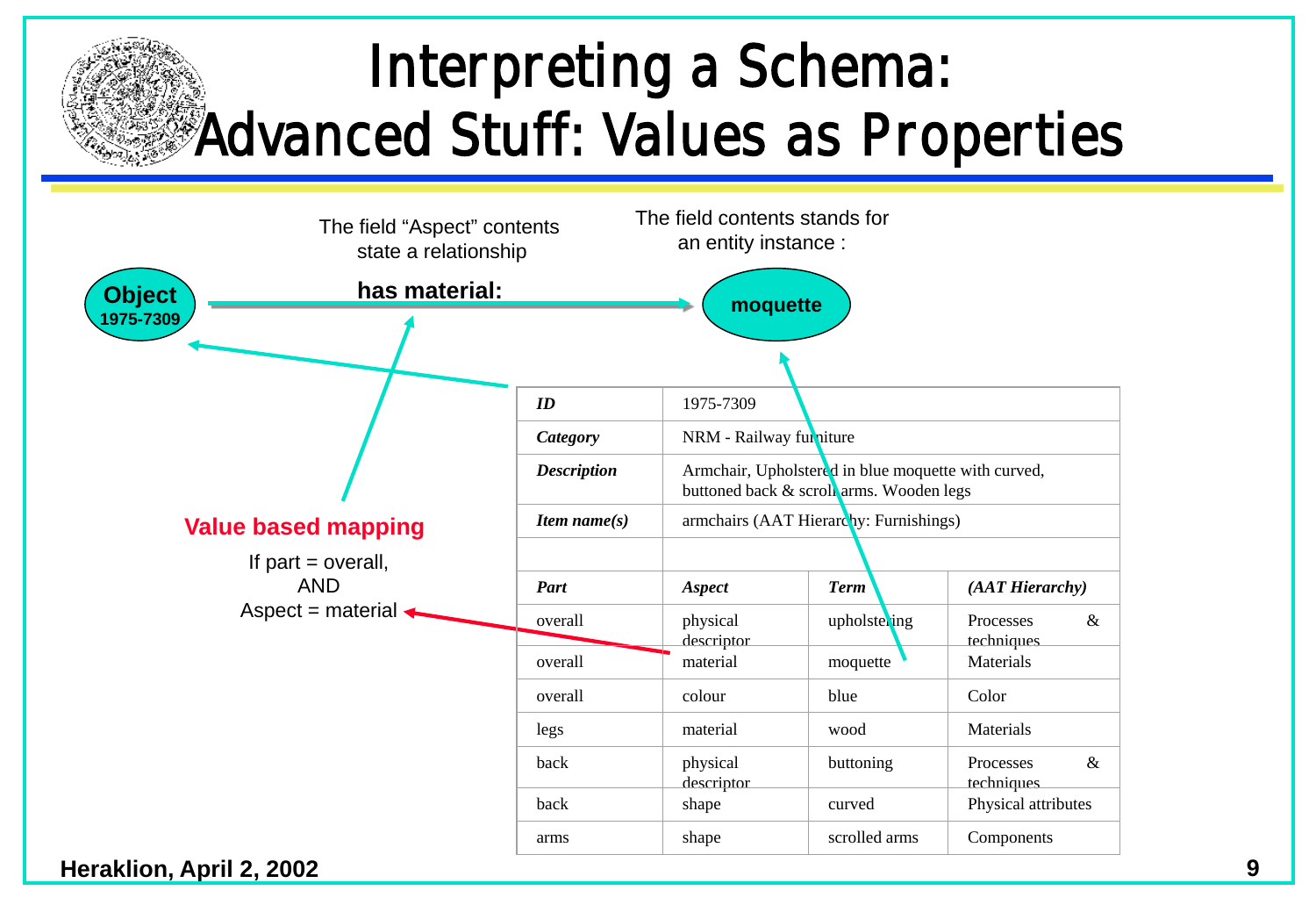# Interpreting a Schema: Advanced Stuff: Values as Properties

The field "Aspect" contents state a relationship

The field contents stands for an entity instance :

**Object 1975-7309** — **has material:** → **moquette**

**Value based mapping**

If part = overall,
AND
Aspect = material

| *ID* | 1975-7309 | | |
|---|---|---|---|
| *Category* | NRM - Railway furniture | | |
| *Description* | Armchair, Upholstered in blue moquette with curved, buttoned back & scroll arms. Wooden legs | | |
| *Item name(s)* | armchairs (AAT Hierarchy: Furnishings) | | |
| | | | |
| *Part* | *Aspect* | *Term* | *(AAT Hierarchy)* |
| overall | physical descriptor | upholstering | Processes & techniques |
| overall | material | moquette | Materials |
| overall | colour | blue | Color |
| legs | material | wood | Materials |
| back | physical descriptor | buttoning | Processes & techniques |
| back | shape | curved | Physical attributes |
| arms | shape | scrolled arms | Components |

**Heraklion, April 2, 2002**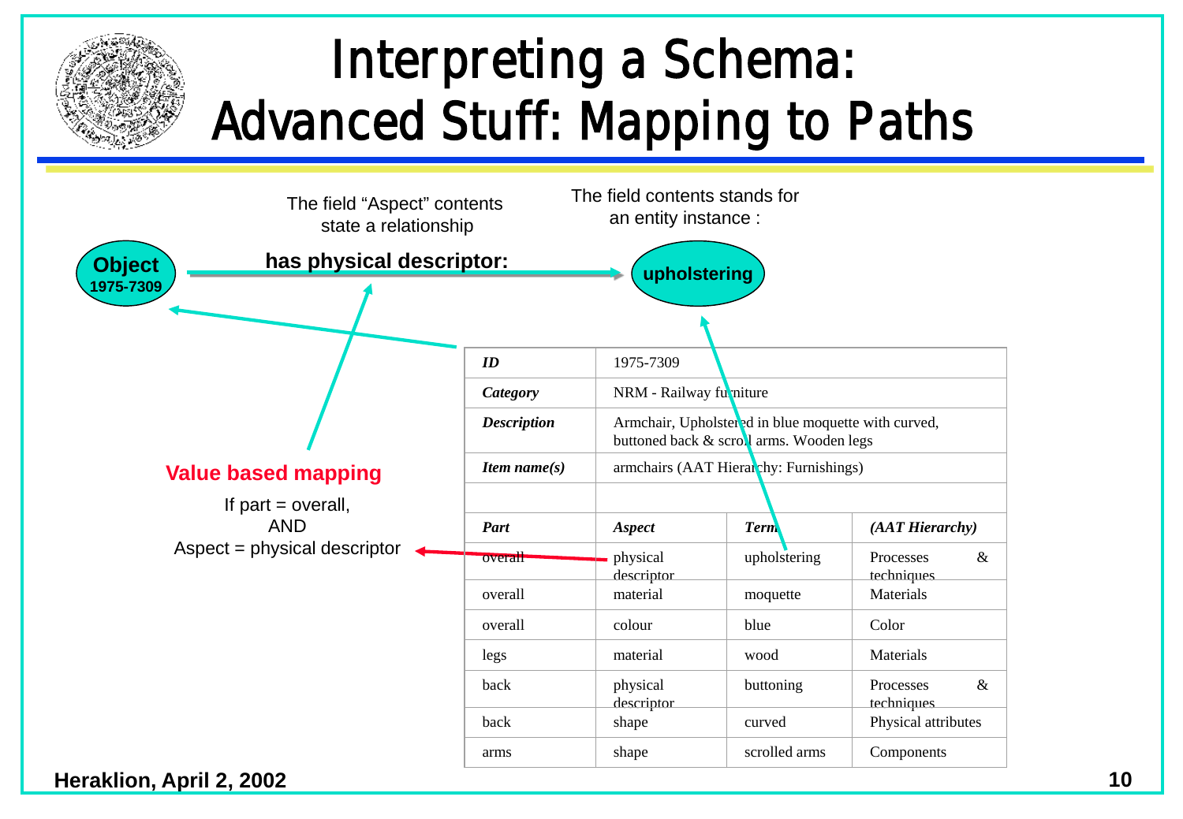# Interpreting a Schema: Advanced Stuff: Mapping to Paths

The field "Aspect" contents state a relationship

The field contents stands for an entity instance :

**Object** **1975-7309** — **has physical descriptor:** → **upholstering**

**Value based mapping**

If part = overall,
AND
Aspect = physical descriptor

| *ID* | 1975-7309 | | |
|---|---|---|---|
| *Category* | NRM - Railway furniture | | |
| *Description* | Armchair, Upholstered in blue moquette with curved, buttoned back & scroll arms. Wooden legs | | |
| *Item name(s)* | armchairs (AAT Hierarchy: Furnishings) | | |
| | | | |
| *Part* | *Aspect* | *Term* | *(AAT Hierarchy)* |
| overall | physical descriptor | upholstering | Processes & techniques |
| overall | material | moquette | Materials |
| overall | colour | blue | Color |
| legs | material | wood | Materials |
| back | physical descriptor | buttoning | Processes & techniques |
| back | shape | curved | Physical attributes |
| arms | shape | scrolled arms | Components |

Heraklion, April 2, 2002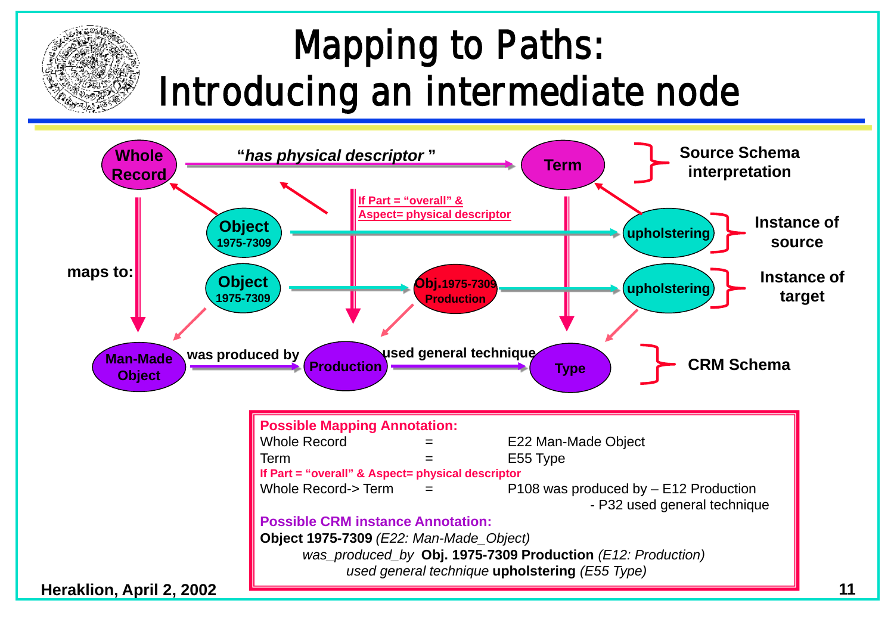# Mapping to Paths: Introducing an intermediate node

**Whole Record** — "*has physical descriptor*" → **Term** — Source Schema interpretation

**Object 1975-7309** → **upholstering** — Instance of source

**If Part = "overall" & Aspect= physical descriptor**

**maps to:**

**Object 1975-7309** → **Obj.1975-7309 Production** → **upholstering** — Instance of target

**Man-Made Object** — was produced by → **Production** — used general technique → **Type** — CRM Schema

**Possible Mapping Annotation:**

| | | |
|---|---|---|
| Whole Record | = | E22 Man-Made Object |
| Term | = | E55 Type |

**If Part = "overall" & Aspect= physical descriptor**

| | | |
|---|---|---|
| Whole Record-> Term | = | P108 was produced by – E12 Production - P32 used general technique |

**Possible CRM instance Annotation:**

**Object 1975-7309** *(E22: Man-Made_Object)*
*was_produced_by* **Obj. 1975-7309 Production** *(E12: Production)*
*used general technique* **upholstering** *(E55 Type)*

**Heraklion, April 2, 2002**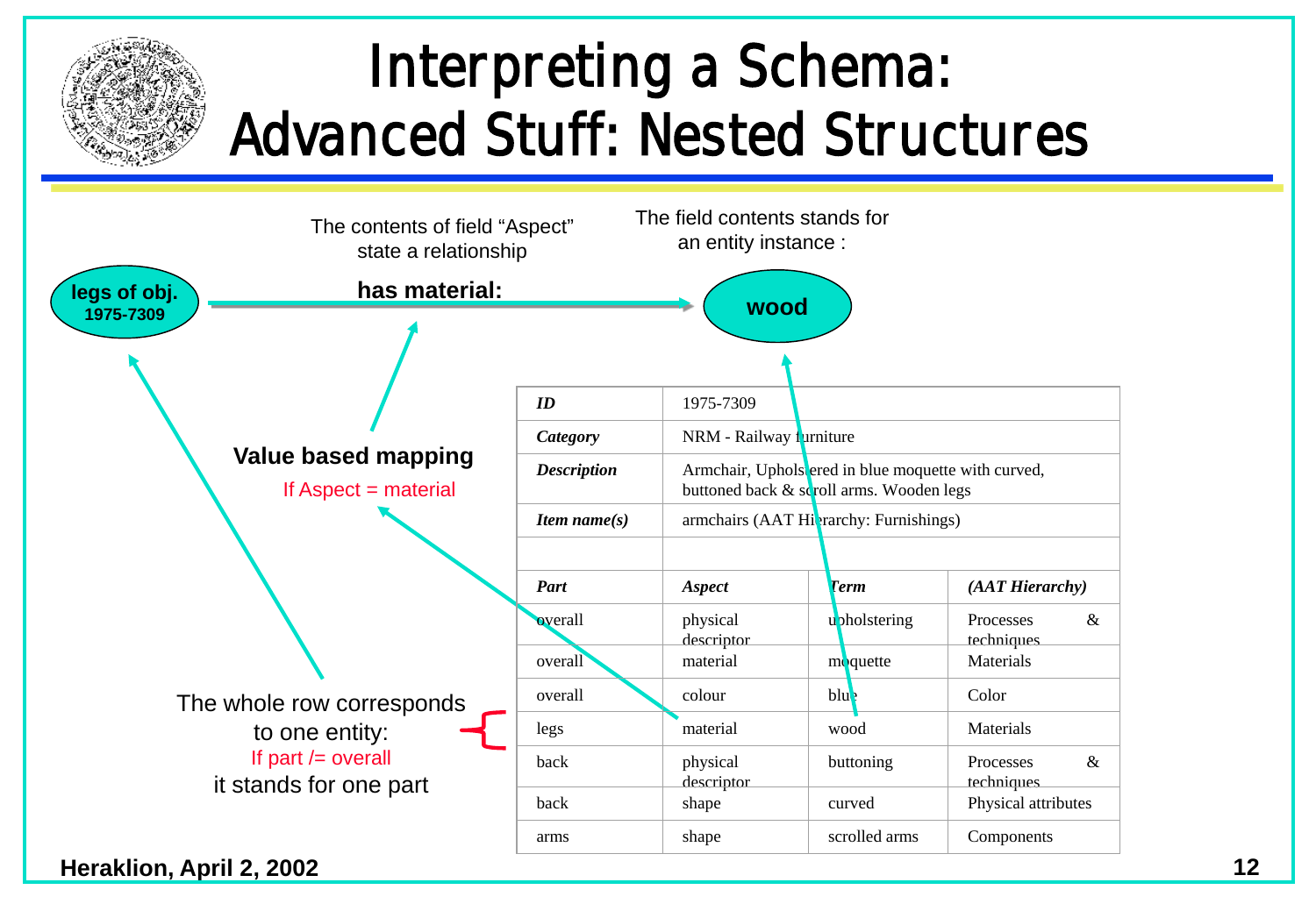# Interpreting a Schema: Advanced Stuff: Nested Structures

The contents of field "Aspect" state a relationship

The field contents stands for an entity instance :

**legs of obj. 1975-7309** — **has material:** → **wood**

**Value based mapping**

If Aspect = material

The whole row corresponds to one entity:

If part /= overall

it stands for one part

| | | | |
|---|---|---|---|
| ***ID*** | 1975-7309 | | |
| ***Category*** | NRM - Railway furniture | | |
| ***Description*** | Armchair, Upholstered in blue moquette with curved, buttoned back & scroll arms. Wooden legs | | |
| ***Item name(s)*** | armchairs (AAT Hierarchy: Furnishings) | | |
| | | | |
| ***Part*** | ***Aspect*** | ***Term*** | ***(AAT Hierarchy)*** |
| overall | physical descriptor | upholstering | Processes & techniques |
| overall | material | moquette | Materials |
| overall | colour | blue | Color |
| legs | material | wood | Materials |
| back | physical descriptor | buttoning | Processes & techniques |
| back | shape | curved | Physical attributes |
| arms | shape | scrolled arms | Components |

**Heraklion, April 2, 2002**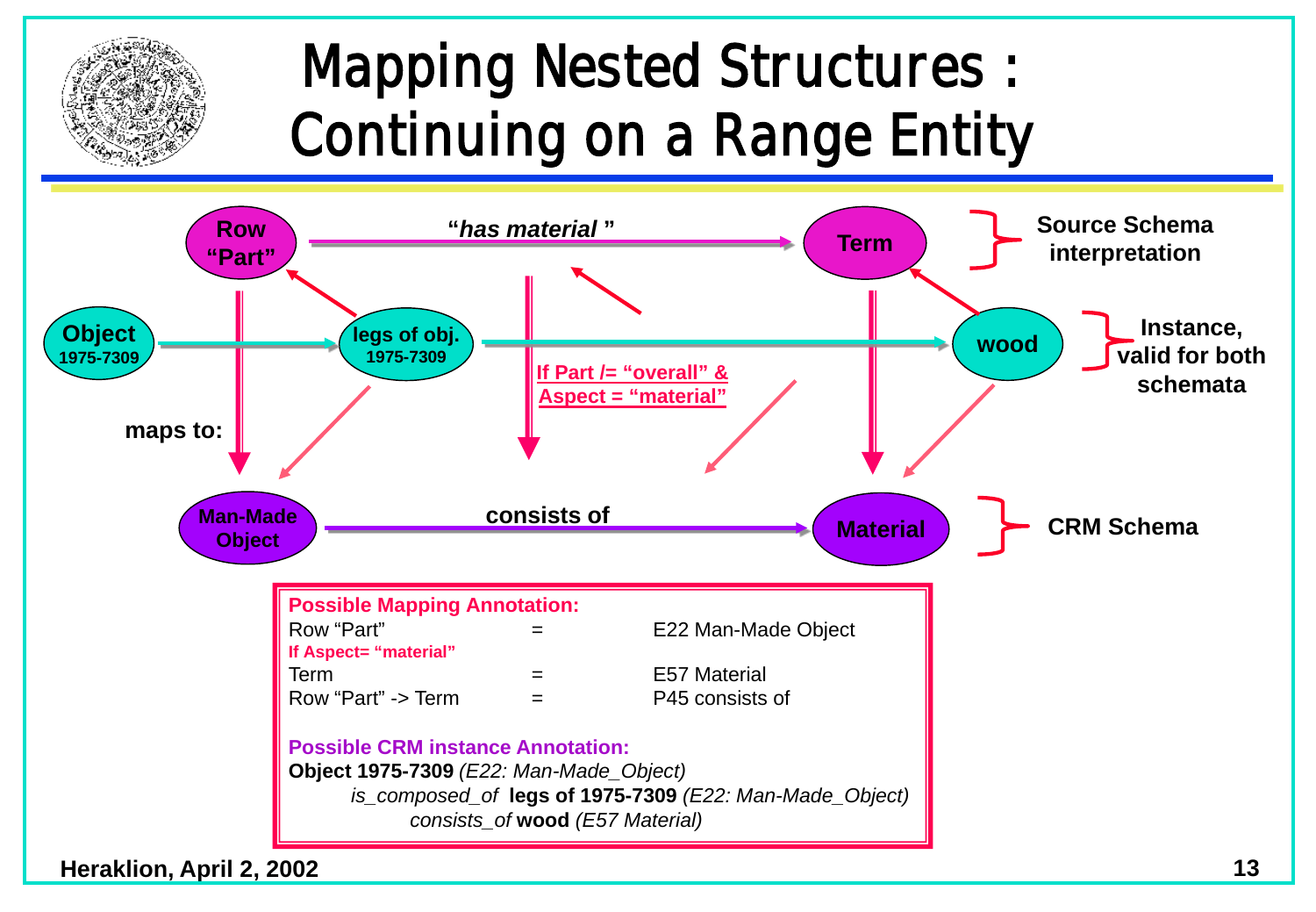# Mapping Nested Structures : Continuing on a Range Entity

**Row "Part"** — "*has material*" → **Term** } Source Schema interpretation

**Object 1975-7309** → **legs of obj. 1975-7309** → **wood** } Instance, valid for both schemata

**maps to:**

**If Part /= "overall" & Aspect = "material"**

**Man-Made Object** — **consists of** → **Material** } CRM Schema

**Possible Mapping Annotation:**

| | | |
|---|---|---|
| Row "Part" | = | E22 Man-Made Object |
| **If Aspect= "material"** | | |
| Term | = | E57 Material |
| Row "Part" -> Term | = | P45 consists of |

**Possible CRM instance Annotation:**

**Object 1975-7309** *(E22: Man-Made_Object)*
*is_composed_of* **legs of 1975-7309** *(E22: Man-Made_Object)*
*consists_of* **wood** *(E57 Material)*

**Heraklion, April 2, 2002**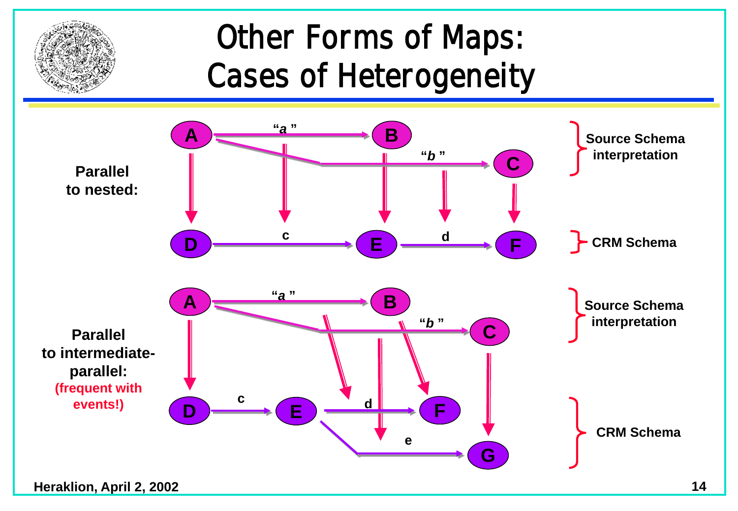# Other Forms of Maps: Cases of Heterogeneity

**Parallel to nested:**

- Source Schema interpretation: A —"*a*"→ B; A —"*b*"→ C
- CRM Schema: D —c→ E —d→ F

**Parallel to intermediate-parallel:** **(frequent with events!)**

- Source Schema interpretation: A —"*a*"→ B; A —"*b*"→ C
- CRM Schema: D —c→ E —d→ F; E —e→ G

Heraklion, April 2, 2002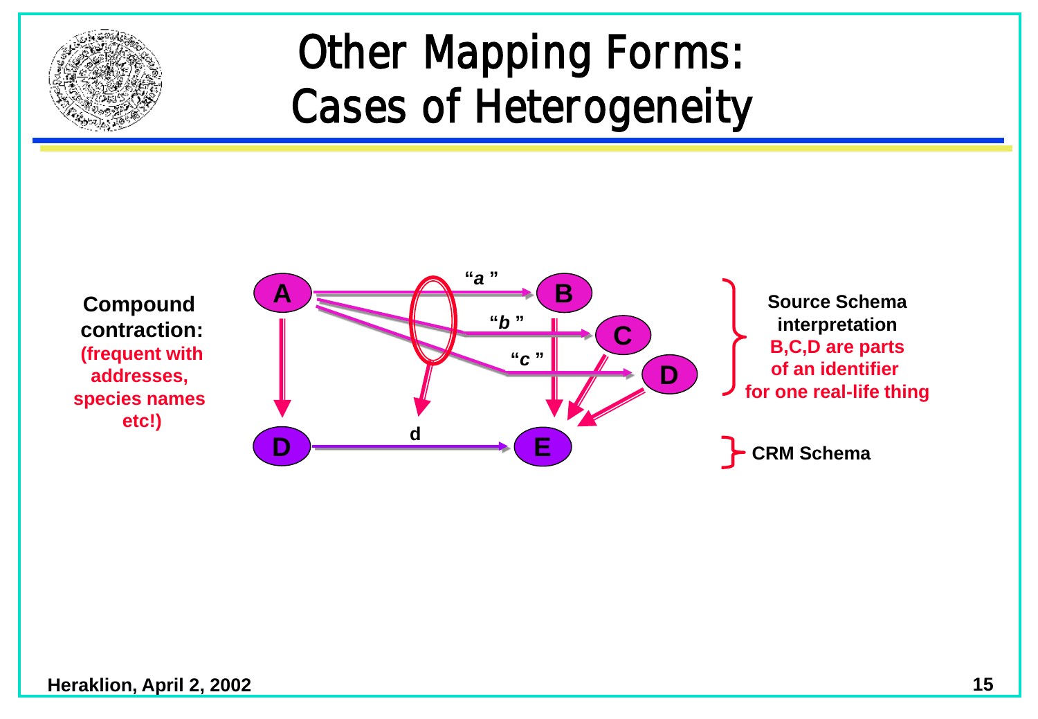# Other Mapping Forms: Cases of Heterogeneity

**Compound contraction:**
**(frequent with addresses, species names etc!)**

A — "*a*" → B
A — "*b*" → C
A — "*c*" → D

D — d → E

**Source Schema interpretation**
**B,C,D are parts of an identifier for one real-life thing**

**CRM Schema**

**Heraklion, April 2, 2002**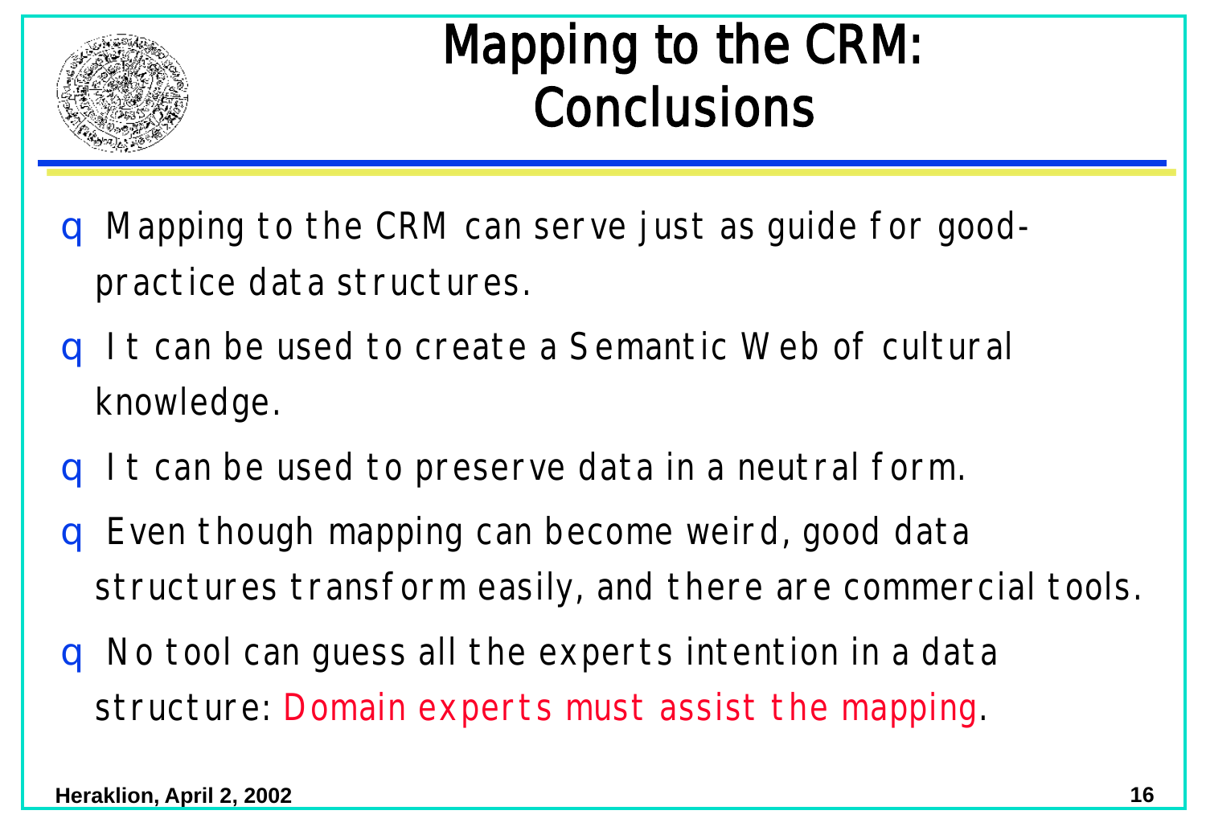# Mapping to the CRM: Conclusions

- Mapping to the CRM can serve just as guide for good-practice data structures.
- It can be used to create a Semantic Web of cultural knowledge.
- It can be used to preserve data in a neutral form.
- Even though mapping can become weird, good data structures transform easily, and there are commercial tools.
- No tool can guess all the experts intention in a data structure: Domain experts must assist the mapping.

**Heraklion, April 2, 2002**